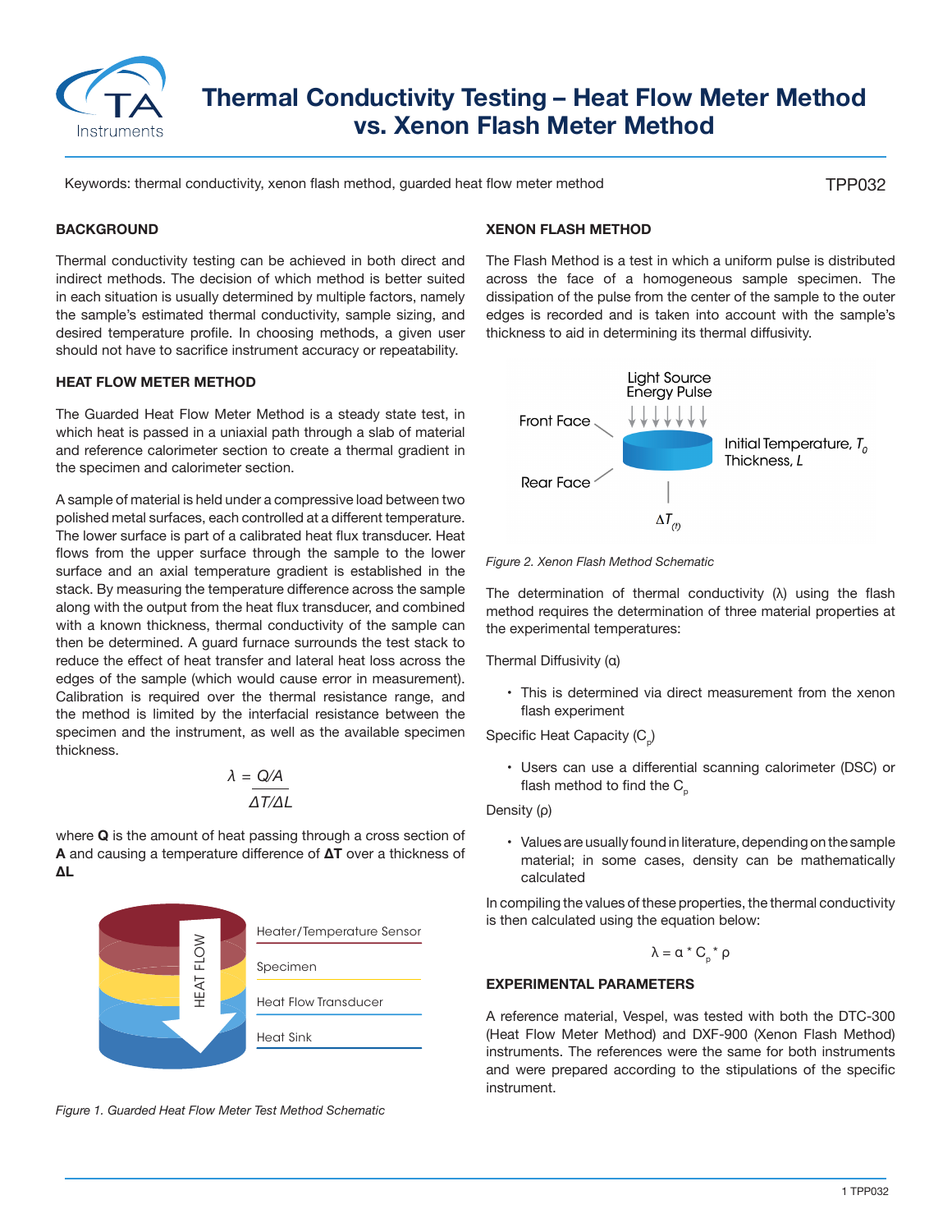# Thermal Conductivity Testing – Heat Flow Meter Method vs. Xenon Flash Meter Method

Keywords: thermal conductivity, xenon flash method, guarded heat flow meter method

TPP032

## BACKGROUND

Thermal conductivity testing can be achieved in both direct and indirect methods. The decision of which method is better suited in each situation is usually determined by multiple factors, namely the sample's estimated thermal conductivity, sample sizing, and desired temperature profile. In choosing methods, a given user should not have to sacrifice instrument accuracy or repeatability.

## HEAT FLOW METER METHOD

The Guarded Heat Flow Meter Method is a steady state test, in which heat is passed in a uniaxial path through a slab of material and reference calorimeter section to create a thermal gradient in the specimen and calorimeter section.

A sample of material is held under a compressive load between two polished metal surfaces, each controlled at a different temperature. The lower surface is part of a calibrated heat flux transducer. Heat flows from the upper surface through the sample to the lower surface and an axial temperature gradient is established in the stack. By measuring the temperature difference across the sample along with the output from the heat flux transducer, and combined with a known thickness, thermal conductivity of the sample can then be determined. A guard furnace surrounds the test stack to reduce the effect of heat transfer and lateral heat loss across the edges of the sample (which would cause error in measurement). Calibration is required over the thermal resistance range, and the method is limited by the interfacial resistance between the specimen and the instrument, as well as the available specimen thickness.

$$\lambda = \frac{Q/A}{\Delta T/\Delta L}$$

where **Q** is the amount of heat passing through a cross section of **A** and causing a temperature difference of **ΔT** over a thickness of **ΔL**

*Figure 1. Guarded Heat Flow Meter Test Method Schematic*

## XENON FLASH METHOD

The Flash Method is a test in which a uniform pulse is distributed across the face of a homogeneous sample specimen. The dissipation of the pulse from the center of the sample to the outer edges is recorded and is taken into account with the sample's thickness to aid in determining its thermal diffusivity.

*Figure 2. Xenon Flash Method Schematic*

The determination of thermal conductivity (λ) using the flash method requires the determination of three material properties at the experimental temperatures:

Thermal Diffusivity (α)

- This is determined via direct measurement from the xenon flash experiment

Specific Heat Capacity ($C_p$)

- Users can use a differential scanning calorimeter (DSC) or flash method to find the $C_p$

Density (ρ)

- Values are usually found in literature, depending on the sample material; in some cases, density can be mathematically calculated

In compiling the values of these properties, the thermal conductivity is then calculated using the equation below:

$$\lambda = \alpha * C_p * \rho$$

## EXPERIMENTAL PARAMETERS

A reference material, Vespel, was tested with both the DTC-300 (Heat Flow Meter Method) and DXF-900 (Xenon Flash Method) instruments. The references were the same for both instruments and were prepared according to the stipulations of the specific instrument.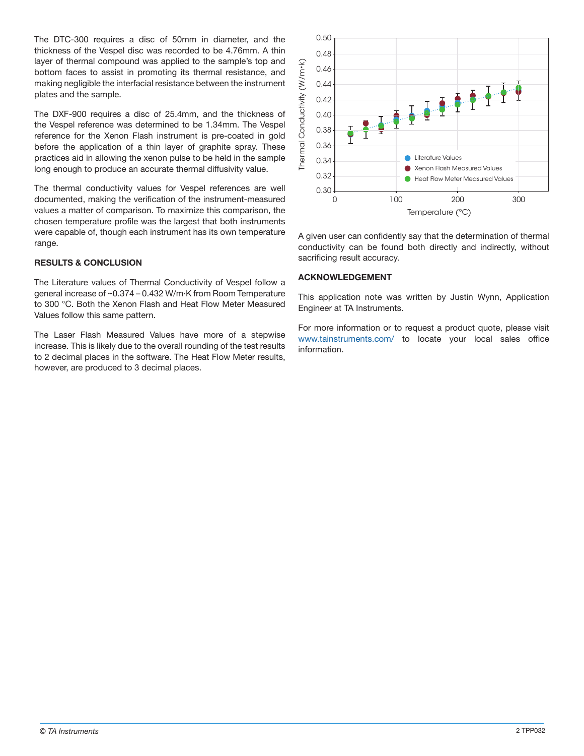The DTC-300 requires a disc of 50mm in diameter, and the thickness of the Vespel disc was recorded to be 4.76mm. A thin layer of thermal compound was applied to the sample's top and bottom faces to assist in promoting its thermal resistance, and making negligible the interfacial resistance between the instrument plates and the sample.

The DXF-900 requires a disc of 25.4mm, and the thickness of the Vespel reference was determined to be 1.34mm. The Vespel reference for the Xenon Flash instrument is pre-coated in gold before the application of a thin layer of graphite spray. These practices aid in allowing the xenon pulse to be held in the sample long enough to produce an accurate thermal diffusivity value.

The thermal conductivity values for Vespel references are well documented, making the verification of the instrument-measured values a matter of comparison. To maximize this comparison, the chosen temperature profile was the largest that both instruments were capable of, though each instrument has its own temperature range.

## RESULTS & CONCLUSION

The Literature values of Thermal Conductivity of Vespel follow a general increase of ~0.374 – 0.432 W/m·K from Room Temperature to 300 °C. Both the Xenon Flash and Heat Flow Meter Measured Values follow this same pattern.

The Laser Flash Measured Values have more of a stepwise increase. This is likely due to the overall rounding of the test results to 2 decimal places in the software. The Heat Flow Meter results, however, are produced to 3 decimal places.

Thermal Conductivity (W/m•k)
0.50
0.48
0.46
0.44
0.42
0.40
0.38
0.36
0.34
0.32
0.30
0
100
200
300
Temperature (°C)
Literature Values
Xenon Flash Measured Values
Heat Flow Meter Measured Values

A given user can confidently say that the determination of thermal conductivity can be found both directly and indirectly, without sacrificing result accuracy.

## ACKNOWLEDGEMENT

This application note was written by Justin Wynn, Application Engineer at TA Instruments.

For more information or to request a product quote, please visit www.tainstruments.com/ to locate your local sales office information.